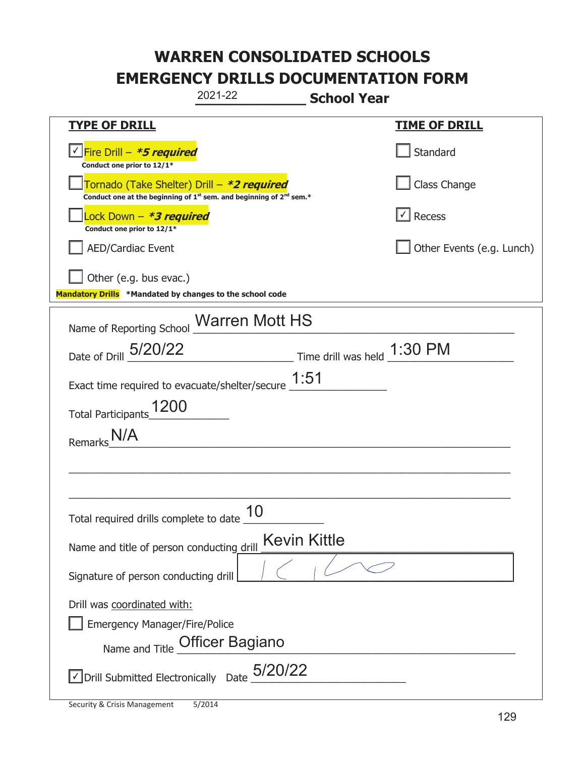# WARREN CONSOLIDATED SCHOOLS
# EMERGENCY DRILLS DOCUMENTATION FORM

2021-22 **School Year**

| **TYPE OF DRILL** | **TIME OF DRILL** |
|---|---|
| ☑ Fire Drill – ***5 required*** <br> **Conduct one prior to 12/1*** | ☐ Standard |
| ☐ Tornado (Take Shelter) Drill – ***2 required*** <br> **Conduct one at the beginning of 1st sem. and beginning of 2nd sem.*** | ☐ Class Change |
| ☐ Lock Down – ***3 required*** <br> **Conduct one prior to 12/1*** | ☑ Recess |
| ☐ AED/Cardiac Event | ☐ Other Events (e.g. Lunch) |
| ☐ Other (e.g. bus evac.) | |

**Mandatory Drills** **\*Mandated by changes to the school code**

Name of Reporting School: Warren Mott HS

Date of Drill: 5/20/22 Time drill was held: 1:30 PM

Exact time required to evacuate/shelter/secure: 1:51

Total Participants: 1200

Remarks: N/A

Total required drills complete to date: 10

Name and title of person conducting drill: Kevin Kittle

Signature of person conducting drill: [signature]

Drill was coordinated with:

☐ Emergency Manager/Fire/Police

Name and Title: Officer Bagiano

☑ Drill Submitted Electronically Date: 5/20/22

Security & Crisis Management 5/2014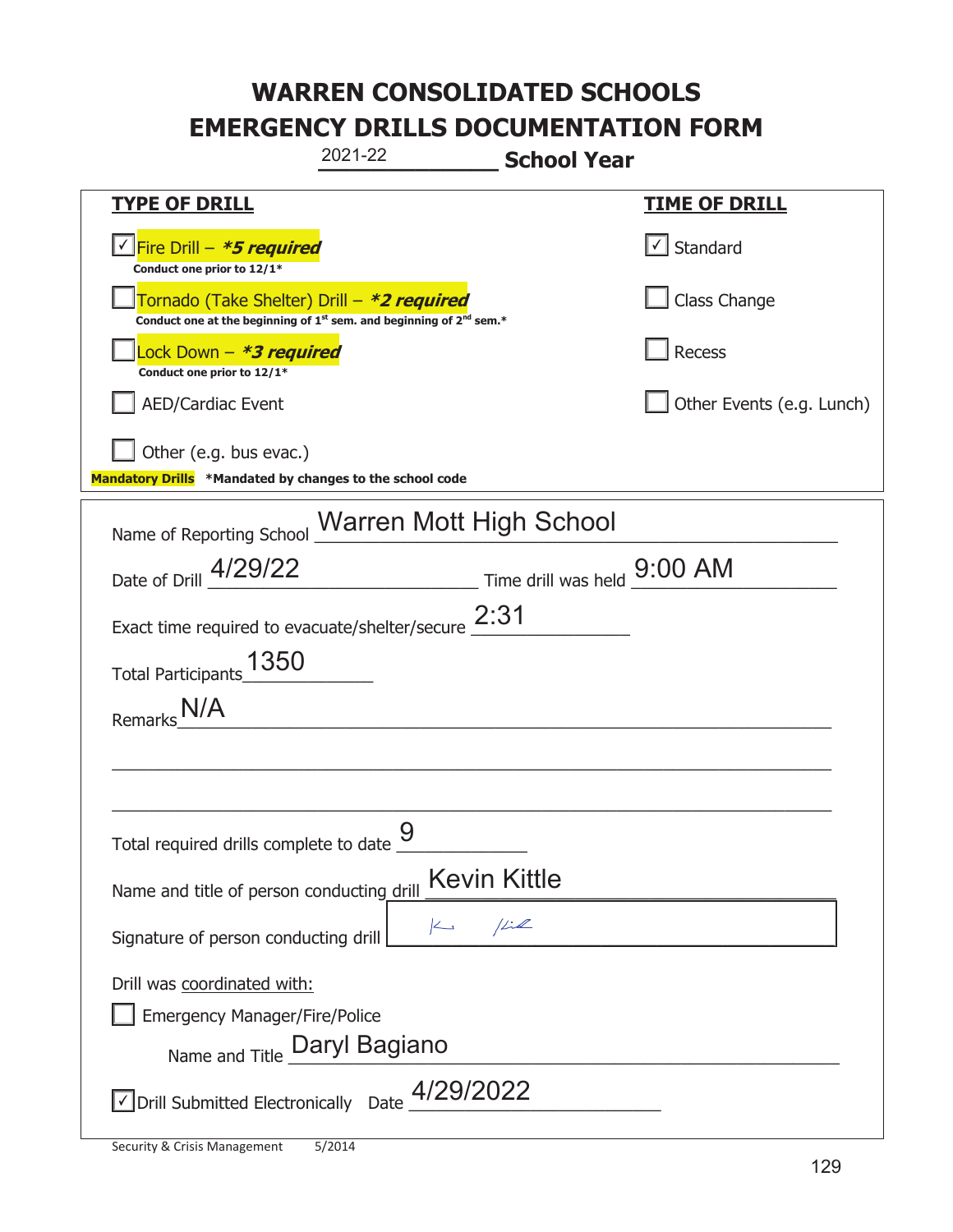# WARREN CONSOLIDATED SCHOOLS
# EMERGENCY DRILLS DOCUMENTATION FORM

2021-22 **School Year**

| TYPE OF DRILL | TIME OF DRILL |
|---|---|
| ☑ Fire Drill – ***5 required*** Conduct one prior to 12/1* | ☑ Standard |
| ☐ Tornado (Take Shelter) Drill – ***2 required*** Conduct one at the beginning of 1st sem. and beginning of 2nd sem.* | ☐ Class Change |
| ☐ Lock Down – ***3 required*** Conduct one prior to 12/1* | ☐ Recess |
| ☐ AED/Cardiac Event | ☐ Other Events (e.g. Lunch) |
| ☐ Other (e.g. bus evac.) | |

**Mandatory Drills** ***Mandated by changes to the school code**

Name of Reporting School: Warren Mott High School

Date of Drill: 4/29/22 Time drill was held: 9:00 AM

Exact time required to evacuate/shelter/secure: 2:31

Total Participants: 1350

Remarks: N/A

Total required drills complete to date: 9

Name and title of person conducting drill: Kevin Kittle

Signature of person conducting drill: K Kittle

Drill was coordinated with:

☐ Emergency Manager/Fire/Police

Name and Title: Daryl Bagiano

☑ Drill Submitted Electronically Date: 4/29/2022

Security & Crisis Management 5/2014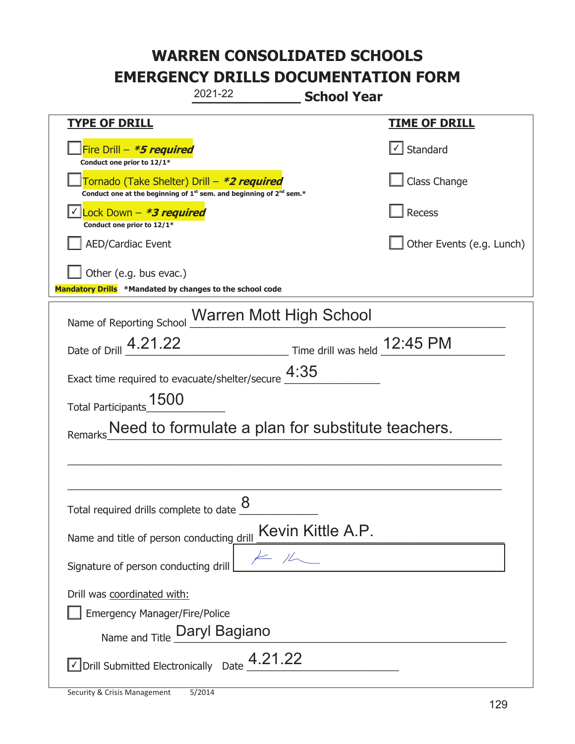# WARREN CONSOLIDATED SCHOOLS
# EMERGENCY DRILLS DOCUMENTATION FORM

2021-22 **School Year**

| **TYPE OF DRILL** | **TIME OF DRILL** |
|---|---|
| ☐ Fire Drill – ***5 required*** <br> **Conduct one prior to 12/1*** | ☑ Standard |
| ☐ Tornado (Take Shelter) Drill – ***2 required*** <br> **Conduct one at the beginning of 1st sem. and beginning of 2nd sem.*** | ☐ Class Change |
| ☑ Lock Down – ***3 required*** <br> **Conduct one prior to 12/1*** | ☐ Recess |
| ☐ AED/Cardiac Event | ☐ Other Events (e.g. Lunch) |
| ☐ Other (e.g. bus evac.) | |

**Mandatory Drills** **\*Mandated by changes to the school code**

Name of Reporting School: Warren Mott High School

Date of Drill: 4.21.22 Time drill was held: 12:45 PM

Exact time required to evacuate/shelter/secure: 4:35

Total Participants: 1500

Remarks: Need to formulate a plan for substitute teachers.

Total required drills complete to date: 8

Name and title of person conducting drill: Kevin Kittle A.P.

Signature of person conducting drill: K Kh

Drill was coordinated with:

☐ Emergency Manager/Fire/Police

Name and Title: Daryl Bagiano

☑ Drill Submitted Electronically Date: 4.21.22

Security & Crisis Management 5/2014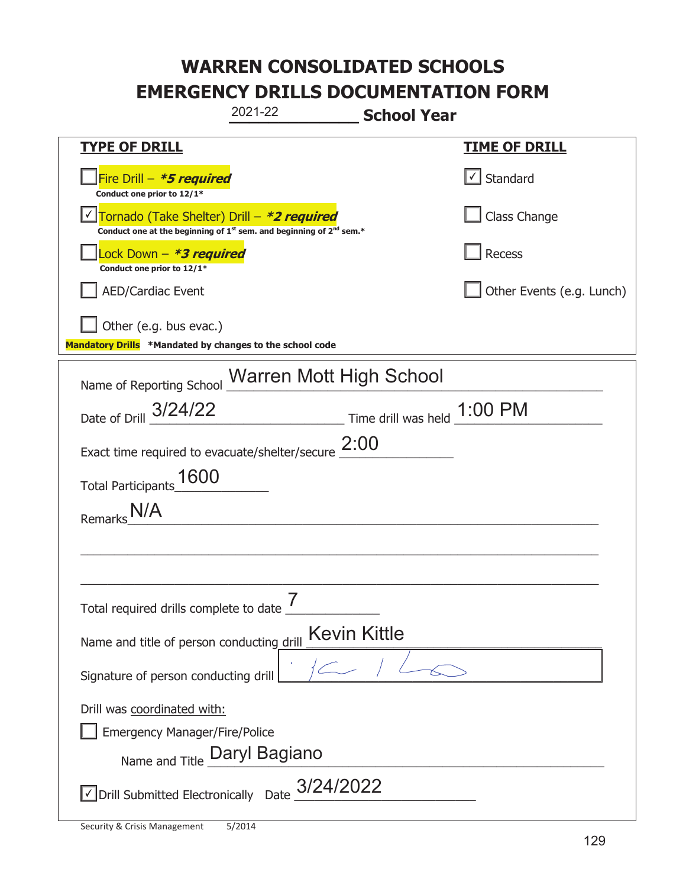# WARREN CONSOLIDATED SCHOOLS
# EMERGENCY DRILLS DOCUMENTATION FORM

2021-22 **School Year**

| TYPE OF DRILL | TIME OF DRILL |
|---|---|
| ☐ Fire Drill – ***5 required*** <br> **Conduct one prior to 12/1*** | ☑ Standard |
| ☑ Tornado (Take Shelter) Drill – ***2 required*** <br> **Conduct one at the beginning of 1st sem. and beginning of 2nd sem.*** | ☐ Class Change |
| ☐ Lock Down – ***3 required*** <br> **Conduct one prior to 12/1*** | ☐ Recess |
| ☐ AED/Cardiac Event | ☐ Other Events (e.g. Lunch) |
| ☐ Other (e.g. bus evac.) | |

**Mandatory Drills** **\*Mandated by changes to the school code**

Name of Reporting School: Warren Mott High School

Date of Drill: 3/24/22 Time drill was held: 1:00 PM

Exact time required to evacuate/shelter/secure: 2:00

Total Participants: 1600

Remarks: N/A

Total required drills complete to date: 7

Name and title of person conducting drill: Kevin Kittle

Signature of person conducting drill: [signature]

Drill was coordinated with:

☐ Emergency Manager/Fire/Police

Name and Title: Daryl Bagiano

☑ Drill Submitted Electronically Date: 3/24/2022

Security & Crisis Management 5/2014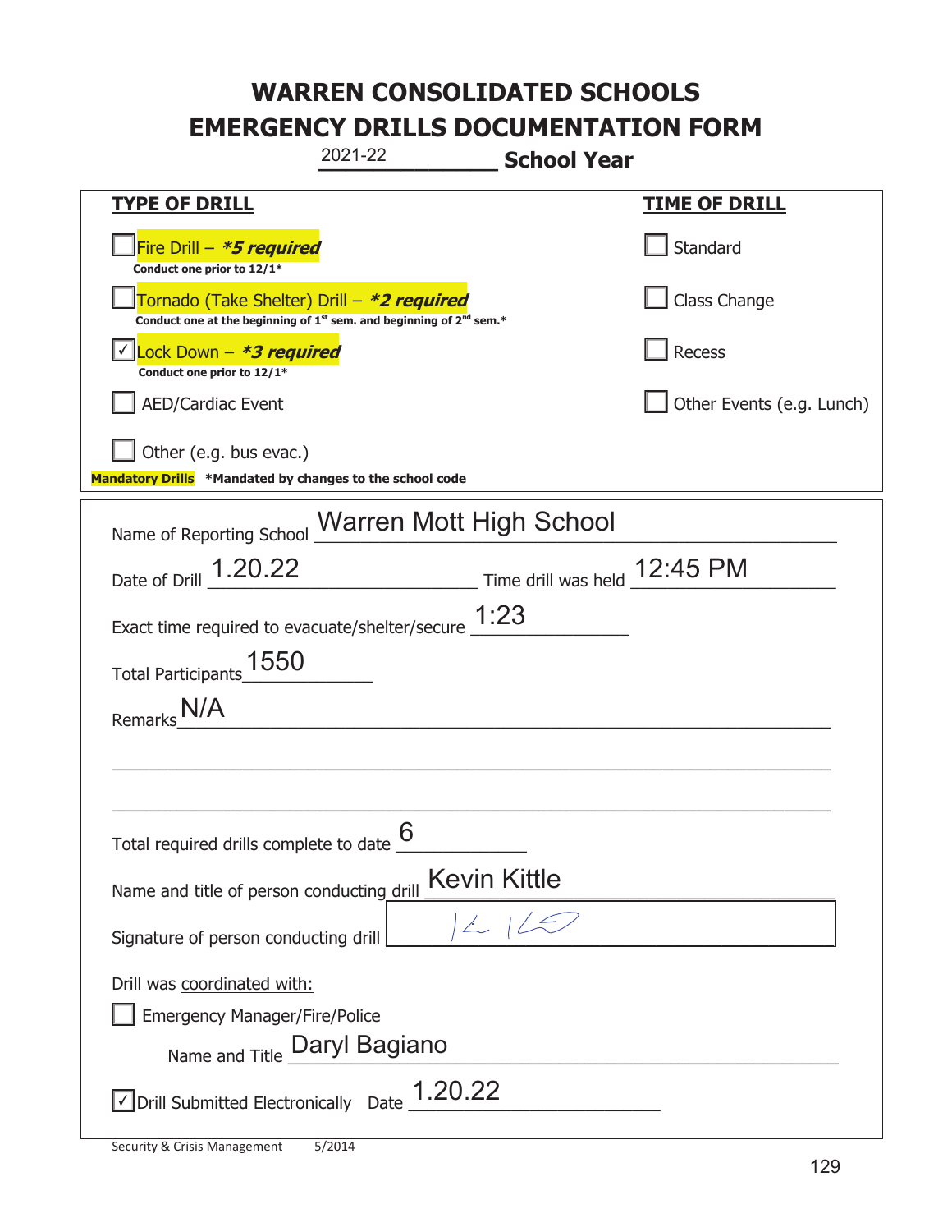# WARREN CONSOLIDATED SCHOOLS
# EMERGENCY DRILLS DOCUMENTATION FORM

2021-22 **School Year**

| **TYPE OF DRILL** | **TIME OF DRILL** |
| --- | --- |
| ☐ Fire Drill – ***5 required** <br> **Conduct one prior to 12/1*** | ☐ Standard |
| ☐ Tornado (Take Shelter) Drill – ***2 required** <br> **Conduct one at the beginning of 1st sem. and beginning of 2nd sem.*** | ☐ Class Change |
| ☑ Lock Down – ***3 required** <br> **Conduct one prior to 12/1*** | ☐ Recess |
| ☐ AED/Cardiac Event | ☐ Other Events (e.g. Lunch) |
| ☐ Other (e.g. bus evac.) | |

**Mandatory Drills** ***Mandated by changes to the school code**

Name of Reporting School: Warren Mott High School

Date of Drill: 1.20.22 Time drill was held: 12:45 PM

Exact time required to evacuate/shelter/secure: 1:23

Total Participants: 1550

Remarks: N/A

Total required drills complete to date: 6

Name and title of person conducting drill: Kevin Kittle

Signature of person conducting drill: [signature]

Drill was coordinated with:

☐ Emergency Manager/Fire/Police

Name and Title: Daryl Bagiano

☑ Drill Submitted Electronically Date: 1.20.22

Security & Crisis Management 5/2014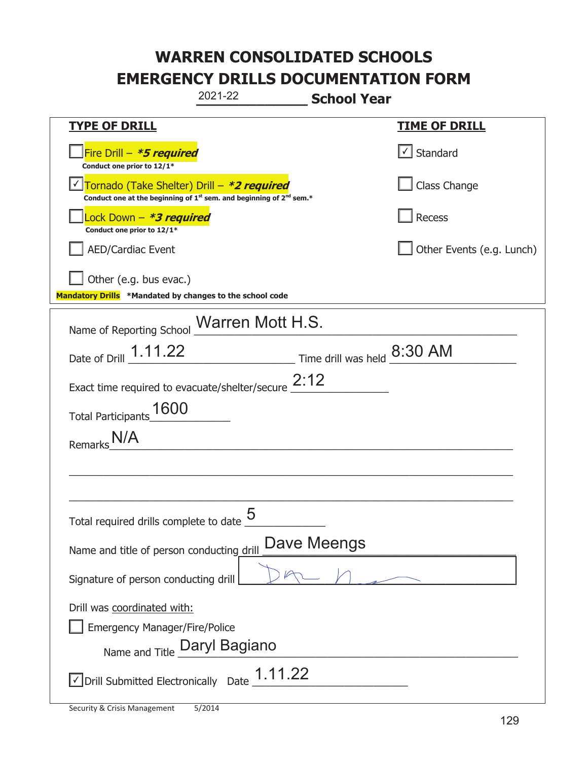# WARREN CONSOLIDATED SCHOOLS
# EMERGENCY DRILLS DOCUMENTATION FORM

2021-22 **School Year**

| **TYPE OF DRILL** | **TIME OF DRILL** |
|---|---|
| ☐ Fire Drill – ***5 required*** <br> **Conduct one prior to 12/1*** | ☑ Standard |
| ☑ Tornado (Take Shelter) Drill – ***2 required*** <br> **Conduct one at the beginning of 1st sem. and beginning of 2nd sem.*** | ☐ Class Change |
| ☐ Lock Down – ***3 required*** <br> **Conduct one prior to 12/1*** | ☐ Recess |
| ☐ AED/Cardiac Event | ☐ Other Events (e.g. Lunch) |
| ☐ Other (e.g. bus evac.) | |

**Mandatory Drills** **\*Mandated by changes to the school code**

Name of Reporting School: Warren Mott H.S.

Date of Drill: 1.11.22 Time drill was held: 8:30 AM

Exact time required to evacuate/shelter/secure: 2:12

Total Participants: 1600

Remarks: N/A

Total required drills complete to date: 5

Name and title of person conducting drill: Dave Meengs

Signature of person conducting drill: [signature]

Drill was coordinated with:

☐ Emergency Manager/Fire/Police

Name and Title: Daryl Bagiano

☑ Drill Submitted Electronically Date: 1.11.22

Security & Crisis Management 5/2014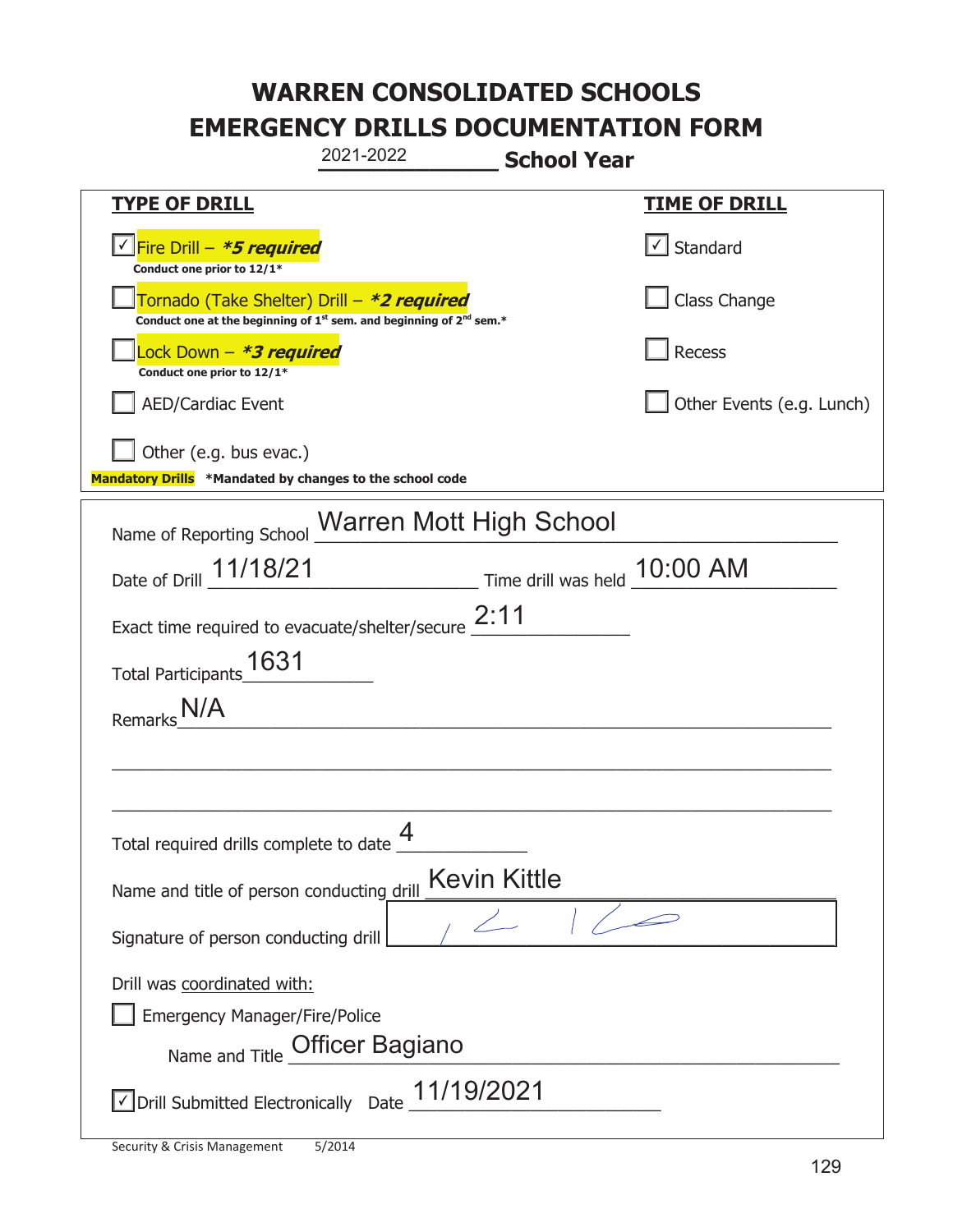# WARREN CONSOLIDATED SCHOOLS
# EMERGENCY DRILLS DOCUMENTATION FORM

2021-2022 **School Year**

| **TYPE OF DRILL** | **TIME OF DRILL** |
|---|---|
| ☑ Fire Drill – ***5 required*** <br> **Conduct one prior to 12/1*** | ☑ Standard |
| ☐ Tornado (Take Shelter) Drill – ***2 required*** <br> **Conduct one at the beginning of 1st sem. and beginning of 2nd sem.*** | ☐ Class Change |
| ☐ Lock Down – ***3 required*** <br> **Conduct one prior to 12/1*** | ☐ Recess |
| ☐ AED/Cardiac Event | ☐ Other Events (e.g. Lunch) |
| ☐ Other (e.g. bus evac.) | |

**Mandatory Drills** **\*Mandated by changes to the school code**

Name of Reporting School: Warren Mott High School

Date of Drill: 11/18/21    Time drill was held: 10:00 AM

Exact time required to evacuate/shelter/secure: 2:11

Total Participants: 1631

Remarks: N/A

Total required drills complete to date: 4

Name and title of person conducting drill: Kevin Kittle

Signature of person conducting drill: [signature]

Drill was coordinated with:

☐ Emergency Manager/Fire/Police

Name and Title: Officer Bagiano

☑ Drill Submitted Electronically    Date: 11/19/2021

Security & Crisis Management    5/2014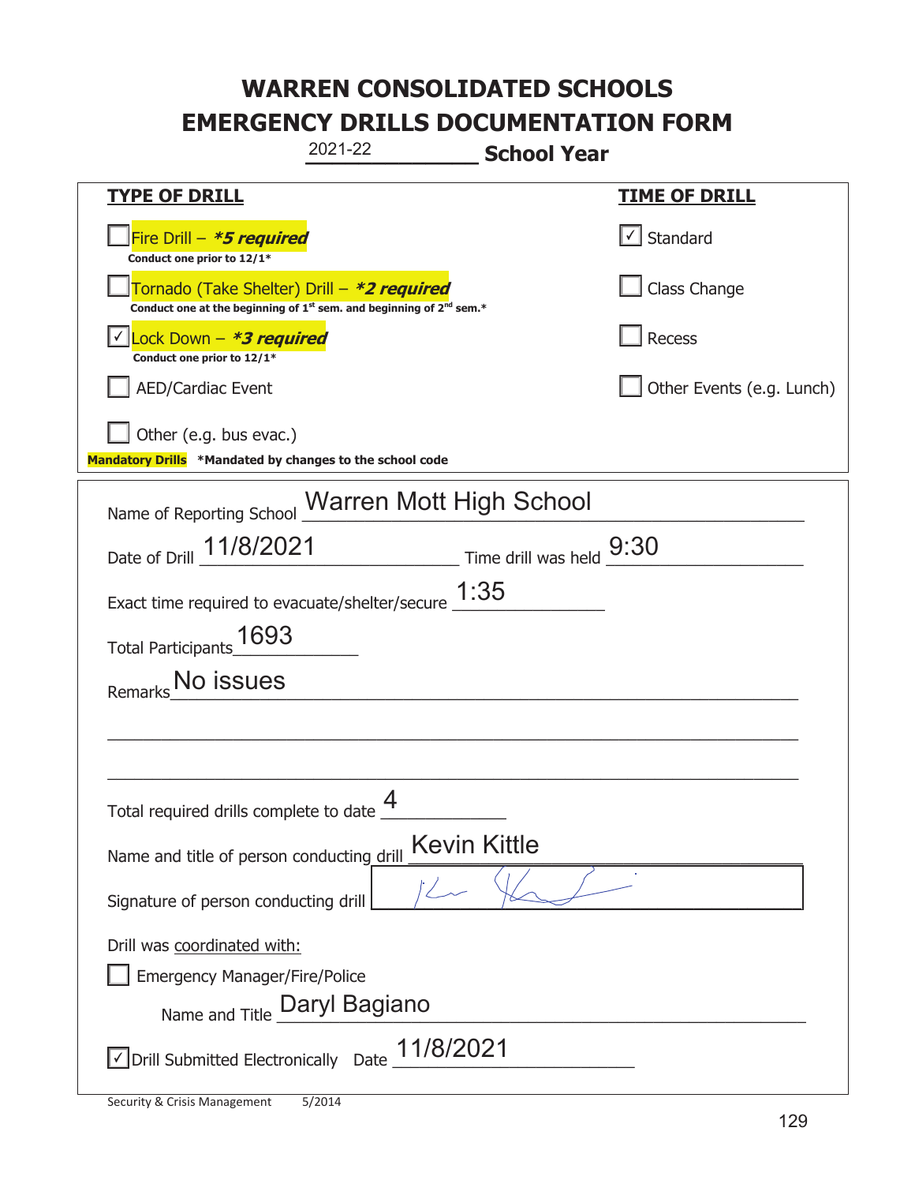# WARREN CONSOLIDATED SCHOOLS
# EMERGENCY DRILLS DOCUMENTATION FORM

2021-22 **School Year**

| **TYPE OF DRILL** | **TIME OF DRILL** |
|---|---|
| ☐ Fire Drill – ***5 required*** <br> **Conduct one prior to 12/1*** | ☑ Standard |
| ☐ Tornado (Take Shelter) Drill – ***2 required*** <br> **Conduct one at the beginning of 1st sem. and beginning of 2nd sem.*** | ☐ Class Change |
| ☑ Lock Down – ***3 required*** <br> **Conduct one prior to 12/1*** | ☐ Recess |
| ☐ AED/Cardiac Event | ☐ Other Events (e.g. Lunch) |
| ☐ Other (e.g. bus evac.) | |

**Mandatory Drills** ***Mandated by changes to the school code**

Name of Reporting School: Warren Mott High School

Date of Drill: 11/8/2021 Time drill was held: 9:30

Exact time required to evacuate/shelter/secure: 1:35

Total Participants: 1693

Remarks: No issues

Total required drills complete to date: 4

Name and title of person conducting drill: Kevin Kittle

Signature of person conducting drill: [signature]

Drill was coordinated with:

☐ Emergency Manager/Fire/Police

Name and Title: Daryl Bagiano

☑ Drill Submitted Electronically Date: 11/8/2021

Security & Crisis Management 5/2014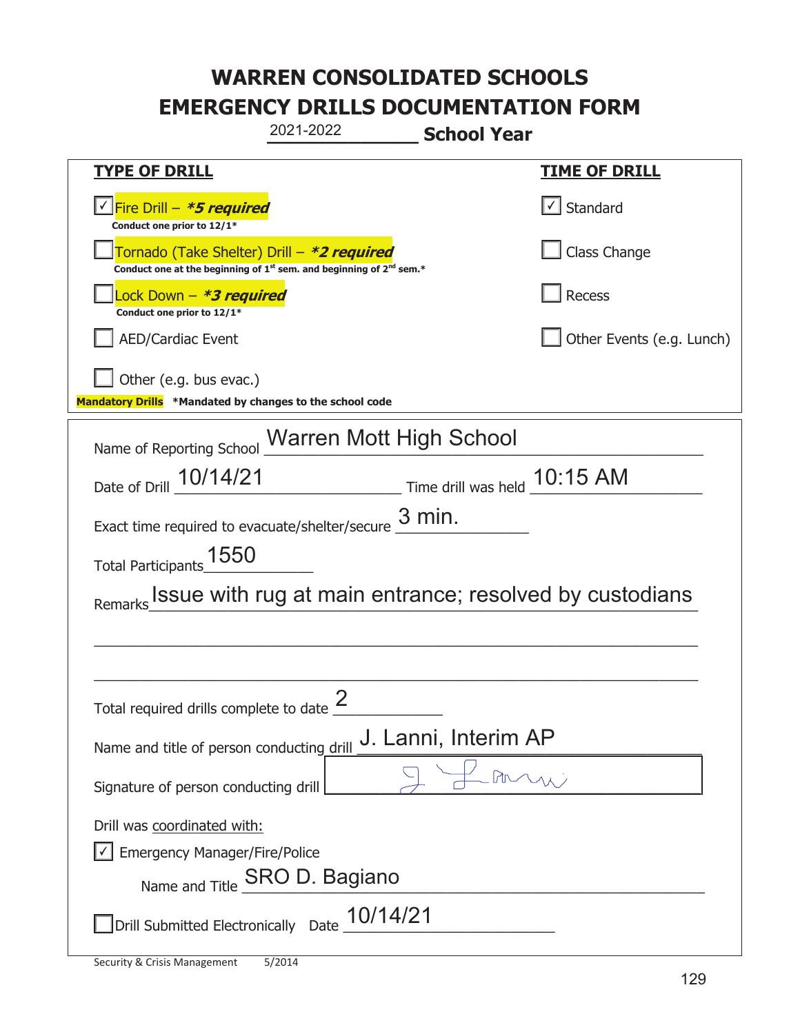# WARREN CONSOLIDATED SCHOOLS
# EMERGENCY DRILLS DOCUMENTATION FORM

2021-2022 **School Year**

| **TYPE OF DRILL** | **TIME OF DRILL** |
|---|---|
| ☑ Fire Drill – ***5 required*** <br> **Conduct one prior to 12/1*** | ☑ Standard |
| ☐ Tornado (Take Shelter) Drill – ***2 required*** <br> **Conduct one at the beginning of 1st sem. and beginning of 2nd sem.*** | ☐ Class Change |
| ☐ Lock Down – ***3 required*** <br> **Conduct one prior to 12/1*** | ☐ Recess |
| ☐ AED/Cardiac Event | ☐ Other Events (e.g. Lunch) |
| ☐ Other (e.g. bus evac.) | |

**Mandatory Drills** **\*Mandated by changes to the school code**

Name of Reporting School: Warren Mott High School

Date of Drill: 10/14/21 Time drill was held: 10:15 AM

Exact time required to evacuate/shelter/secure: 3 min.

Total Participants: 1550

Remarks: Issue with rug at main entrance; resolved by custodians

Total required drills complete to date: 2

Name and title of person conducting drill: J. Lanni, Interim AP

Signature of person conducting drill: [signature]

Drill was coordinated with:

☑ Emergency Manager/Fire/Police

Name and Title: SRO D. Bagiano

☐ Drill Submitted Electronically Date: 10/14/21

Security & Crisis Management 5/2014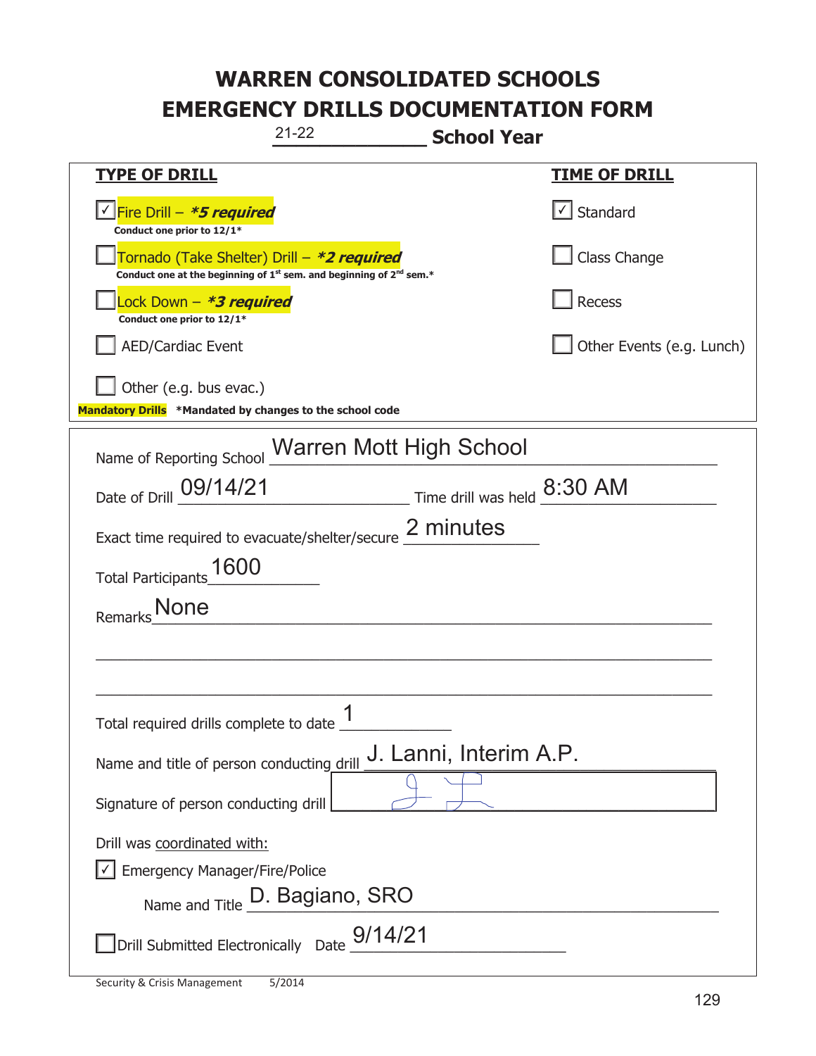# WARREN CONSOLIDATED SCHOOLS
# EMERGENCY DRILLS DOCUMENTATION FORM

21-22 **School Year**

| **TYPE OF DRILL** | **TIME OF DRILL** |
|---|---|
| ☑ Fire Drill – ***5 required*** <br> **Conduct one prior to 12/1*** | ☑ Standard |
| ☐ Tornado (Take Shelter) Drill – ***2 required*** <br> **Conduct one at the beginning of 1st sem. and beginning of 2nd sem.*** | ☐ Class Change |
| ☐ Lock Down – ***3 required*** <br> **Conduct one prior to 12/1*** | ☐ Recess |
| ☐ AED/Cardiac Event | ☐ Other Events (e.g. Lunch) |
| ☐ Other (e.g. bus evac.) | |

**Mandatory Drills** ***Mandated by changes to the school code**

Name of Reporting School: Warren Mott High School

Date of Drill: 09/14/21 Time drill was held: 8:30 AM

Exact time required to evacuate/shelter/secure: 2 minutes

Total Participants: 1600

Remarks: None

Total required drills complete to date: 1

Name and title of person conducting drill: J. Lanni, Interim A.P.

Signature of person conducting drill: [signature]

Drill was coordinated with:

☑ Emergency Manager/Fire/Police

Name and Title: D. Bagiano, SRO

☐ Drill Submitted Electronically Date: 9/14/21

Security & Crisis Management 5/2014